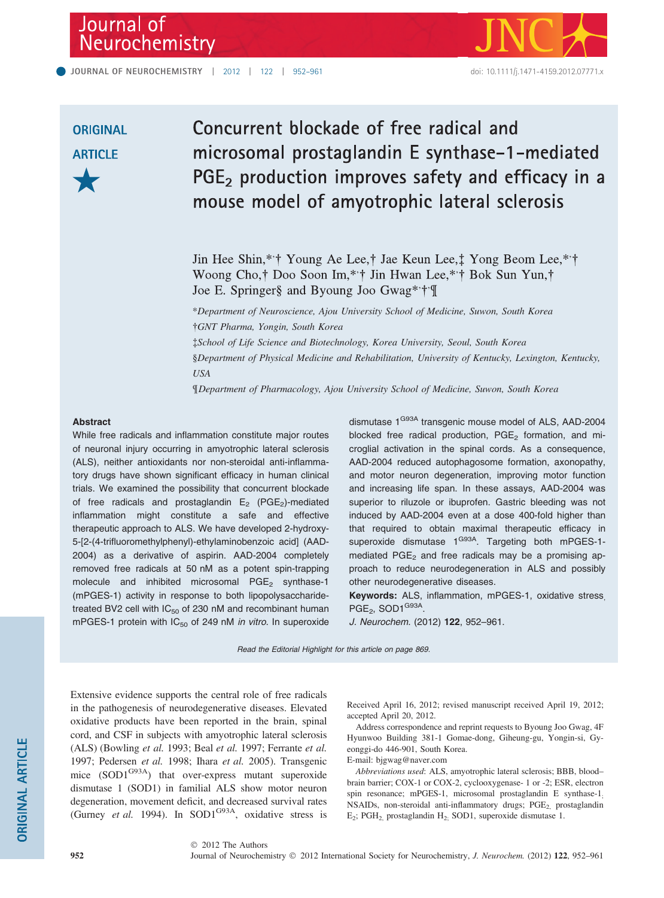ORIGINAL ARTICLE

# Concurrent blockade of free radical and microsomal prostaglandin E synthase-1-mediated $PGE_2$ production improves safety and efficacy in a mouse model of amyotrophic lateral sclerosis

Jin Hee Shin,*,† Young Ae Lee,† Jae Keun Lee,‡ Yong Beom Lee,*,† Woong Cho,† Doo Soon Im,*,† Jin Hwan Lee,*,† Bok Sun Yun,† Joe E. Springer§ and Byoung Joo Gwag*,†,¶

*Department of Neuroscience, Ajou University School of Medicine, Suwon, South Korea

†GNT Pharma, Yongin, South Korea

‡School of Life Science and Biotechnology, Korea University, Seoul, South Korea

§Department of Physical Medicine and Rehabilitation, University of Kentucky, Lexington, Kentucky, USA

¶Department of Pharmacology, Ajou University School of Medicine, Suwon, South Korea

## Abstract

While free radicals and inflammation constitute major routes of neuronal injury occurring in amyotrophic lateral sclerosis (ALS), neither antioxidants nor non-steroidal anti-inflammatory drugs have shown significant efficacy in human clinical trials. We examined the possibility that concurrent blockade of free radicals and prostaglandin $E_2$ ($PGE_2$)-mediated inflammation might constitute a safe and effective therapeutic approach to ALS. We have developed 2-hydroxy-5-[2-(4-trifluoromethylphenyl)-ethylaminobenzoic acid] (AAD-2004) as a derivative of aspirin. AAD-2004 completely removed free radicals at 50 nM as a potent spin-trapping molecule and inhibited microsomal $PGE_2$ synthase-1 (mPGES-1) activity in response to both lipopolysaccharide-treated BV2 cell with $IC_{50}$ of 230 nM and recombinant human mPGES-1 protein with $IC_{50}$ of 249 nM *in vitro*. In superoxide dismutase $1^{G93A}$ transgenic mouse model of ALS, AAD-2004 blocked free radical production, $PGE_2$ formation, and microglial activation in the spinal cords. As a consequence, AAD-2004 reduced autophagosome formation, axonopathy, and motor neuron degeneration, improving motor function and increasing life span. In these assays, AAD-2004 was superior to riluzole or ibuprofen. Gastric bleeding was not induced by AAD-2004 even at a dose 400-fold higher than that required to obtain maximal therapeutic efficacy in superoxide dismutase $1^{G93A}$. Targeting both mPGES-1-mediated $PGE_2$ and free radicals may be a promising approach to reduce neurodegeneration in ALS and possibly other neurodegenerative diseases.

**Keywords:** ALS, inflammation, mPGES-1, oxidative stress, $PGE_2$, $SOD1^{G93A}$.

*J. Neurochem.* (2012) **122**, 952–961.

*Read the Editorial Highlight for this article on page 869.*

Extensive evidence supports the central role of free radicals in the pathogenesis of neurodegenerative diseases. Elevated oxidative products have been reported in the brain, spinal cord, and CSF in subjects with amyotrophic lateral sclerosis (ALS) (Bowling *et al.* 1993; Beal *et al.* 1997; Ferrante *et al.* 1997; Pedersen *et al.* 1998; Ihara *et al.* 2005). Transgenic mice ($SOD1^{G93A}$) that over-express mutant superoxide dismutase 1 (SOD1) in familial ALS show motor neuron degeneration, movement deficit, and decreased survival rates (Gurney *et al.* 1994). In $SOD1^{G93A}$, oxidative stress is

Received April 16, 2012; revised manuscript received April 19, 2012; accepted April 20, 2012.

Address correspondence and reprint requests to Byoung Joo Gwag, 4F Hyunwoo Building 381-1 Gomae-dong, Giheung-gu, Yongin-si, Gyeonggi-do 446-901, South Korea.
E-mail: bjgwag@naver.com

*Abbreviations used*: ALS, amyotrophic lateral sclerosis; BBB, blood–brain barrier; COX-1 or COX-2, cyclooxygenase- 1 or -2; ESR, electron spin resonance; mPGES-1, microsomal prostaglandin E synthase-1, NSAIDs, non-steroidal anti-inflammatory drugs; $PGE_2$, prostaglandin $E_2$; $PGH_2$, prostaglandin $H_2$; SOD1, superoxide dismutase 1.

© 2012 The Authors
Journal of Neurochemistry © 2012 International Society for Neurochemistry, *J. Neurochem.* (2012) **122**, 952–961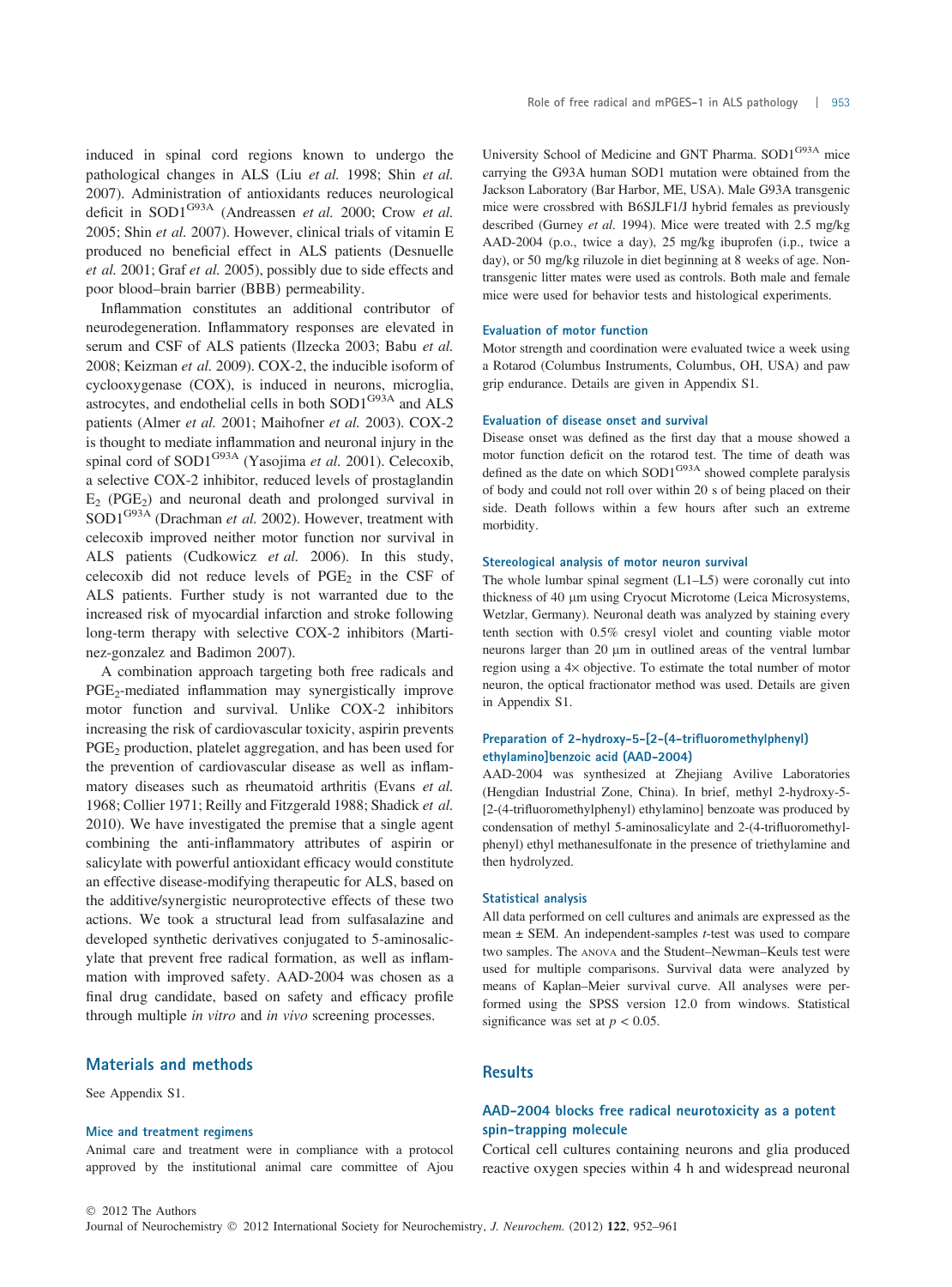induced in spinal cord regions known to undergo the pathological changes in ALS (Liu *et al.* 1998; Shin *et al.* 2007). Administration of antioxidants reduces neurological deficit in $SOD1^{G93A}$ (Andreassen *et al.* 2000; Crow *et al.* 2005; Shin *et al.* 2007). However, clinical trials of vitamin E produced no beneficial effect in ALS patients (Desnuelle *et al.* 2001; Graf *et al.* 2005), possibly due to side effects and poor blood–brain barrier (BBB) permeability.

Inflammation constitutes an additional contributor of neurodegeneration. Inflammatory responses are elevated in serum and CSF of ALS patients (Ilzecka 2003; Babu *et al.* 2008; Keizman *et al.* 2009). COX-2, the inducible isoform of cyclooxygenase (COX), is induced in neurons, microglia, astrocytes, and endothelial cells in both $SOD1^{G93A}$ and ALS patients (Almer *et al.* 2001; Maihofner *et al.* 2003). COX-2 is thought to mediate inflammation and neuronal injury in the spinal cord of $SOD1^{G93A}$ (Yasojima *et al.* 2001). Celecoxib, a selective COX-2 inhibitor, reduced levels of prostaglandin $E_2$ ($PGE_2$) and neuronal death and prolonged survival in $SOD1^{G93A}$ (Drachman *et al.* 2002). However, treatment with celecoxib improved neither motor function nor survival in ALS patients (Cudkowicz *et al.* 2006). In this study, celecoxib did not reduce levels of $PGE_2$ in the CSF of ALS patients. Further study is not warranted due to the increased risk of myocardial infarction and stroke following long-term therapy with selective COX-2 inhibitors (Martinez-gonzalez and Badimon 2007).

A combination approach targeting both free radicals and $PGE_2$-mediated inflammation may synergistically improve motor function and survival. Unlike COX-2 inhibitors increasing the risk of cardiovascular toxicity, aspirin prevents $PGE_2$ production, platelet aggregation, and has been used for the prevention of cardiovascular disease as well as inflammatory diseases such as rheumatoid arthritis (Evans *et al.* 1968; Collier 1971; Reilly and Fitzgerald 1988; Shadick *et al.* 2010). We have investigated the premise that a single agent combining the anti-inflammatory attributes of aspirin or salicylate with powerful antioxidant efficacy would constitute an effective disease-modifying therapeutic for ALS, based on the additive/synergistic neuroprotective effects of these two actions. We took a structural lead from sulfasalazine and developed synthetic derivatives conjugated to 5-aminosalicylate that prevent free radical formation, as well as inflammation with improved safety. AAD-2004 was chosen as a final drug candidate, based on safety and efficacy profile through multiple *in vitro* and *in vivo* screening processes.

## Materials and methods

See Appendix S1.

### Mice and treatment regimens

Animal care and treatment were in compliance with a protocol approved by the institutional animal care committee of Ajou University School of Medicine and GNT Pharma. $SOD1^{G93A}$ mice carrying the G93A human SOD1 mutation were obtained from the Jackson Laboratory (Bar Harbor, ME, USA). Male G93A transgenic mice were crossbred with B6SJLF1/J hybrid females as previously described (Gurney *et al.* 1994). Mice were treated with 2.5 mg/kg AAD-2004 (p.o., twice a day), 25 mg/kg ibuprofen (i.p., twice a day), or 50 mg/kg riluzole in diet beginning at 8 weeks of age. Non-transgenic litter mates were used as controls. Both male and female mice were used for behavior tests and histological experiments.

### Evaluation of motor function

Motor strength and coordination were evaluated twice a week using a Rotarod (Columbus Instruments, Columbus, OH, USA) and paw grip endurance. Details are given in Appendix S1.

### Evaluation of disease onset and survival

Disease onset was defined as the first day that a mouse showed a motor function deficit on the rotarod test. The time of death was defined as the date on which $SOD1^{G93A}$ showed complete paralysis of body and could not roll over within 20 s of being placed on their side. Death follows within a few hours after such an extreme morbidity.

### Stereological analysis of motor neuron survival

The whole lumbar spinal segment (L1–L5) were coronally cut into thickness of 40 μm using Cryocut Microtome (Leica Microsystems, Wetzlar, Germany). Neuronal death was analyzed by staining every tenth section with 0.5% cresyl violet and counting viable motor neurons larger than 20 μm in outlined areas of the ventral lumbar region using a 4× objective. To estimate the total number of motor neuron, the optical fractionator method was used. Details are given in Appendix S1.

### Preparation of 2-hydroxy-5-[2-(4-trifluoromethylphenyl) ethylamino]benzoic acid (AAD-2004)

AAD-2004 was synthesized at Zhejiang Avilive Laboratories (Hengdian Industrial Zone, China). In brief, methyl 2-hydroxy-5-[2-(4-trifluoromethylphenyl) ethylamino] benzoate was produced by condensation of methyl 5-aminosalicylate and 2-(4-trifluoromethylphenyl) ethyl methanesulfonate in the presence of triethylamine and then hydrolyzed.

### Statistical analysis

All data performed on cell cultures and animals are expressed as the mean ± SEM. An independent-samples *t*-test was used to compare two samples. The ANOVA and the Student–Newman–Keuls test were used for multiple comparisons. Survival data were analyzed by means of Kaplan–Meier survival curve. All analyses were performed using the SPSS version 12.0 from windows. Statistical significance was set at $p < 0.05$.

## Results

### AAD-2004 blocks free radical neurotoxicity as a potent spin-trapping molecule

Cortical cell cultures containing neurons and glia produced reactive oxygen species within 4 h and widespread neuronal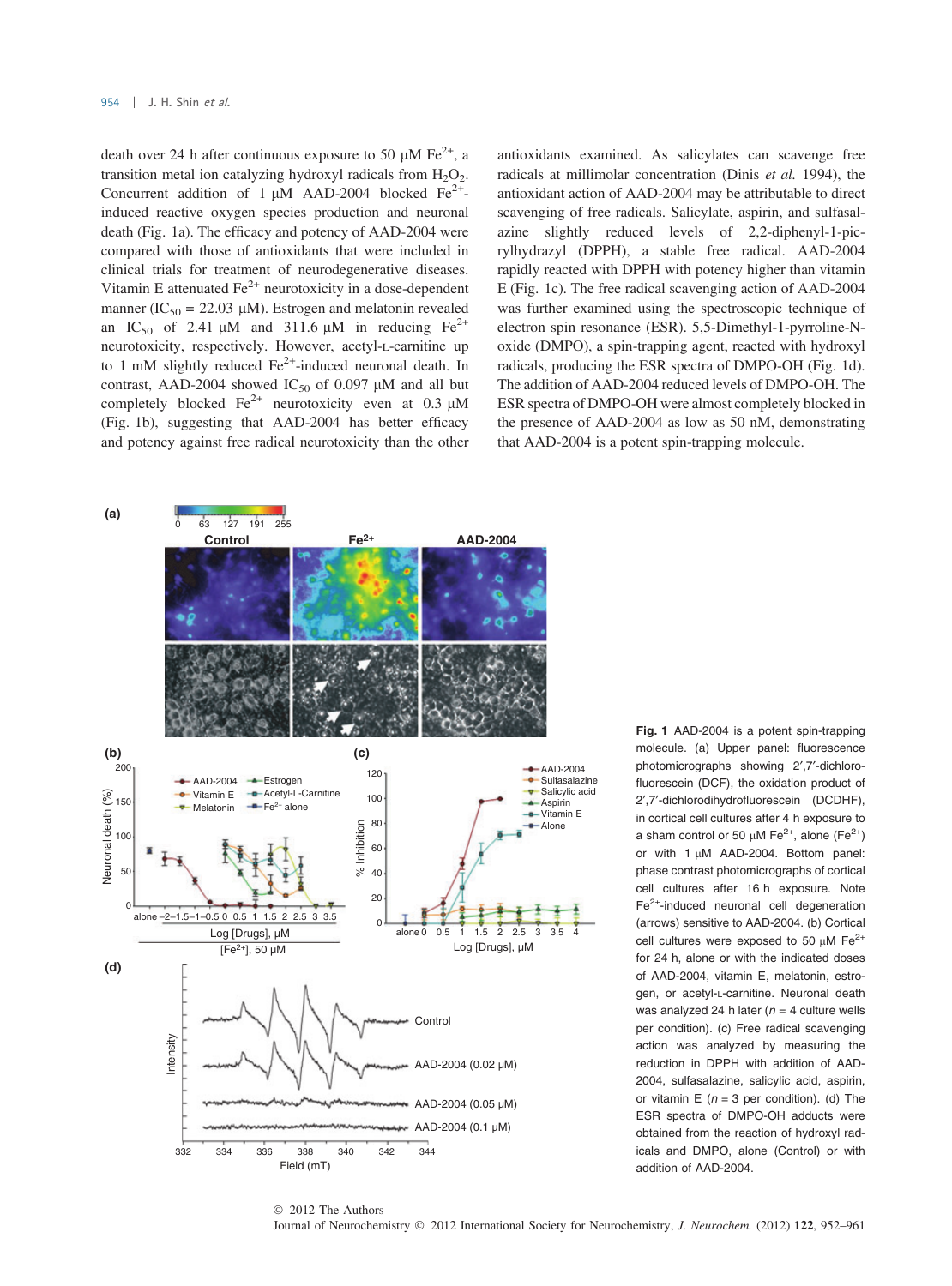death over 24 h after continuous exposure to 50 μM $Fe^{2+}$, a transition metal ion catalyzing hydroxyl radicals from $H_2O_2$. Concurrent addition of 1 μM AAD-2004 blocked $Fe^{2+}$-induced reactive oxygen species production and neuronal death (Fig. 1a). The efficacy and potency of AAD-2004 were compared with those of antioxidants that were included in clinical trials for treatment of neurodegenerative diseases. Vitamin E attenuated $Fe^{2+}$ neurotoxicity in a dose-dependent manner ($IC_{50}$ = 22.03 μM). Estrogen and melatonin revealed an $IC_{50}$ of 2.41 μM and 311.6 μM in reducing $Fe^{2+}$ neurotoxicity, respectively. However, acetyl-L-carnitine up to 1 mM slightly reduced $Fe^{2+}$-induced neuronal death. In contrast, AAD-2004 showed $IC_{50}$ of 0.097 μM and all but completely blocked $Fe^{2+}$ neurotoxicity even at 0.3 μM (Fig. 1b), suggesting that AAD-2004 has better efficacy and potency against free radical neurotoxicity than the other antioxidants examined. As salicylates can scavenge free radicals at millimolar concentration (Dinis *et al.* 1994), the antioxidant action of AAD-2004 may be attributable to direct scavenging of free radicals. Salicylate, aspirin, and sulfasalazine slightly reduced levels of 2,2-diphenyl-1-picrylhydrazyl (DPPH), a stable free radical. AAD-2004 rapidly reacted with DPPH with potency higher than vitamin E (Fig. 1c). The free radical scavenging action of AAD-2004 was further examined using the spectroscopic technique of electron spin resonance (ESR). 5,5-Dimethyl-1-pyrroline-N-oxide (DMPO), a spin-trapping agent, reacted with hydroxyl radicals, producing the ESR spectra of DMPO-OH (Fig. 1d). The addition of AAD-2004 reduced levels of DMPO-OH. The ESR spectra of DMPO-OH were almost completely blocked in the presence of AAD-2004 as low as 50 nM, demonstrating that AAD-2004 is a potent spin-trapping molecule.

**Fig. 1** AAD-2004 is a potent spin-trapping molecule. (a) Upper panel: fluorescence photomicrographs showing 2′,7′-dichlorofluorescein (DCF), the oxidation product of 2′,7′-dichlorodihydrofluorescein (DCDHF), in cortical cell cultures after 4 h exposure to a sham control or 50 μM $Fe^{2+}$, alone ($Fe^{2+}$) or with 1 μM AAD-2004. Bottom panel: phase contrast photomicrographs of cortical cell cultures after 16 h exposure. Note $Fe^{2+}$-induced neuronal cell degeneration (arrows) sensitive to AAD-2004. (b) Cortical cell cultures were exposed to 50 μM $Fe^{2+}$ for 24 h, alone or with the indicated doses of AAD-2004, vitamin E, melatonin, estrogen, or acetyl-L-carnitine. Neuronal death was analyzed 24 h later ($n$ = 4 culture wells per condition). (c) Free radical scavenging action was analyzed by measuring the reduction in DPPH with addition of AAD-2004, sulfasalazine, salicylic acid, aspirin, or vitamin E ($n$ = 3 per condition). (d) The ESR spectra of DMPO-OH adducts were obtained from the reaction of hydroxyl radicals and DMPO, alone (Control) or with addition of AAD-2004.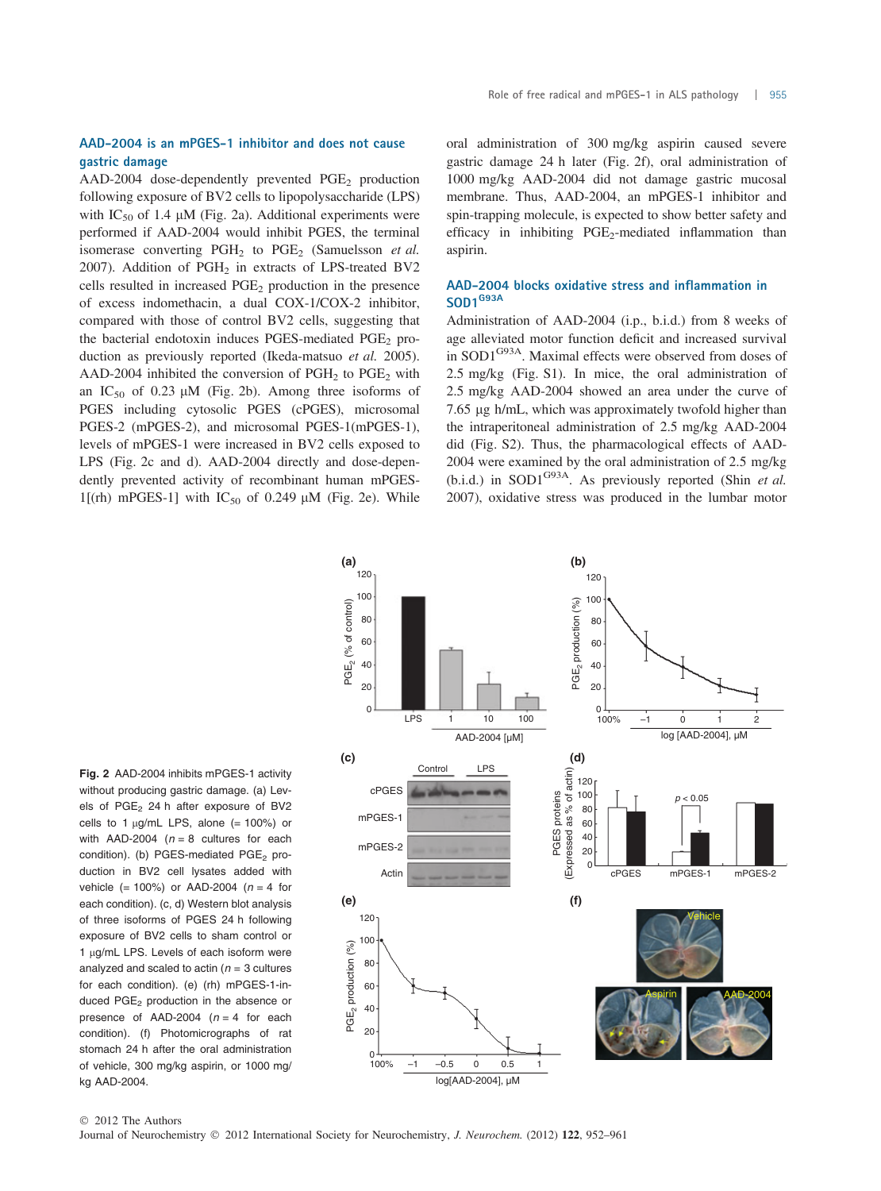## AAD-2004 is an mPGES-1 inhibitor and does not cause gastric damage

AAD-2004 dose-dependently prevented $PGE_2$ production following exposure of BV2 cells to lipopolysaccharide (LPS) with $IC_{50}$ of 1.4 μM (Fig. 2a). Additional experiments were performed if AAD-2004 would inhibit PGES, the terminal isomerase converting $PGH_2$ to $PGE_2$ (Samuelsson *et al.* 2007). Addition of $PGH_2$ in extracts of LPS-treated BV2 cells resulted in increased $PGE_2$ production in the presence of excess indomethacin, a dual COX-1/COX-2 inhibitor, compared with those of control BV2 cells, suggesting that the bacterial endotoxin induces PGES-mediated $PGE_2$ production as previously reported (Ikeda-matsuo *et al.* 2005). AAD-2004 inhibited the conversion of $PGH_2$ to $PGE_2$ with an $IC_{50}$ of 0.23 μM (Fig. 2b). Among three isoforms of PGES including cytosolic PGES (cPGES), microsomal PGES-2 (mPGES-2), and microsomal PGES-1(mPGES-1), levels of mPGES-1 were increased in BV2 cells exposed to LPS (Fig. 2c and d). AAD-2004 directly and dose-dependently prevented activity of recombinant human mPGES-1[(rh) mPGES-1] with $IC_{50}$ of 0.249 μM (Fig. 2e). While oral administration of 300 mg/kg aspirin caused severe gastric damage 24 h later (Fig. 2f), oral administration of 1000 mg/kg AAD-2004 did not damage gastric mucosal membrane. Thus, AAD-2004, an mPGES-1 inhibitor and spin-trapping molecule, is expected to show better safety and efficacy in inhibiting $PGE_2$-mediated inflammation than aspirin.

## AAD-2004 blocks oxidative stress and inflammation in $SOD1^{G93A}$

Administration of AAD-2004 (i.p., b.i.d.) from 8 weeks of age alleviated motor function deficit and increased survival in $SOD1^{G93A}$. Maximal effects were observed from doses of 2.5 mg/kg (Fig. S1). In mice, the oral administration of 2.5 mg/kg AAD-2004 showed an area under the curve of 7.65 μg h/mL, which was approximately twofold higher than the intraperitoneal administration of 2.5 mg/kg AAD-2004 did (Fig. S2). Thus, the pharmacological effects of AAD-2004 were examined by the oral administration of 2.5 mg/kg (b.i.d.) in $SOD1^{G93A}$. As previously reported (Shin *et al.* 2007), oxidative stress was produced in the lumbar motor

**Fig. 2** AAD-2004 inhibits mPGES-1 activity without producing gastric damage. (a) Levels of $PGE_2$ 24 h after exposure of BV2 cells to 1 μg/mL LPS, alone (= 100%) or with AAD-2004 ($n = 8$ cultures for each condition). (b) PGES-mediated $PGE_2$ production in BV2 cell lysates added with vehicle (= 100%) or AAD-2004 ($n = 4$ for each condition). (c, d) Western blot analysis of three isoforms of PGES 24 h following exposure of BV2 cells to sham control or 1 μg/mL LPS. Levels of each isoform were analyzed and scaled to actin ($n = 3$ cultures for each condition). (e) (rh) mPGES-1-induced $PGE_2$ production in the absence or presence of AAD-2004 ($n = 4$ for each condition). (f) Photomicrographs of rat stomach 24 h after the oral administration of vehicle, 300 mg/kg aspirin, or 1000 mg/kg AAD-2004.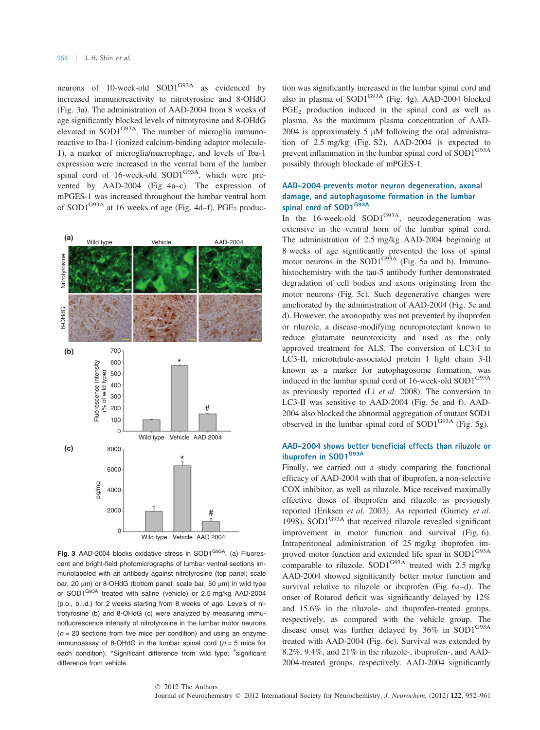neurons of 10-week-old SOD1$^{G93A}$ as evidenced by increased immunoreactivity to nitrotyrosine and 8-OHdG (Fig. 3a). The administration of AAD-2004 from 8 weeks of age significantly blocked levels of nitrotyrosine and 8-OHdG elevated in SOD1$^{G93A}$. The number of microglia immunoreactive to Iba-1 (ionized calcium-binding adaptor molecule-1), a marker of microglia/macrophage, and levels of Iba-1 expression were increased in the ventral horn of the lumber spinal cord of 16-week-old SOD1$^{G93A}$, which were prevented by AAD-2004 (Fig. 4a–c). The expression of mPGES-1 was increased throughout the lumbar ventral horn of SOD1$^{G93A}$ at 16 weeks of age (Fig. 4d–f). $PGE_2$ production was significantly increased in the lumbar spinal cord and also in plasma of SOD1$^{G93A}$ (Fig. 4g). AAD-2004 blocked $PGE_2$ production induced in the spinal cord as well as plasma. As the maximum plasma concentration of AAD-2004 is approximately 5 μM following the oral administration of 2.5 mg/kg (Fig. S2), AAD-2004 is expected to prevent inflammation in the lumbar spinal cord of SOD1$^{G93A}$ possibly through blockade of mPGES-1.

**Fig. 3** AAD-2004 blocks oxidative stress in SOD1$^{G93A}$. (a) Fluorescent and bright-field photomicrographs of lumbar ventral sections immunolabeled with an antibody against nitrotyrosine (top panel; scale bar, 20 μm) or 8-OHdG (bottom panel; scale bar, 50 μm) in wild type or SOD1$^{G93A}$ treated with saline (vehicle) or 2.5 mg/kg AAD-2004 (p.o., b.i.d.) for 2 weeks starting from 8 weeks of age. Levels of nitrotyrosine (b) and 8-OHdG (c) were analyzed by measuring immunofluorescence intensity of nitrotyrosine in the lumbar motor neurons ($n$ = 20 sections from five mice per condition) and using an enzyme immunoassay of 8-OHdG in the lumbar spinal cord ($n$ = 5 mice for each condition). *Significant difference from wild type; #significant difference from vehicle.

### AAD-2004 prevents motor neuron degeneration, axonal damage, and autophagosome formation in the lumbar spinal cord of SOD1$^{G93A}$

In the 16-week-old SOD1$^{G93A}$, neurodegeneration was extensive in the ventral horn of the lumbar spinal cord. The administration of 2.5 mg/kg AAD-2004 beginning at 8 weeks of age significantly prevented the loss of spinal motor neurons in the SOD1$^{G93A}$ (Fig. 5a and b). Immunohistochemistry with the tau-5 antibody further demonstrated degradation of cell bodies and axons originating from the motor neurons (Fig. 5c). Such degenerative changes were ameliorated by the administration of AAD-2004 (Fig. 5c and d). However, the axonopathy was not prevented by ibuprofen or riluzole, a disease-modifying neuroprotectant known to reduce glutamate neurotoxicity and used as the only approved treatment for ALS. The conversion of LC3-I to LC3-II, microtubule-associated protein 1 light chain 3-II known as a marker for autophagosome formation, was induced in the lumbar spinal cord of 16-week-old SOD1$^{G93A}$ as previously reported (Li *et al.* 2008). The conversion to LC3-II was sensitive to AAD-2004 (Fig. 5e and f). AAD-2004 also blocked the abnormal aggregation of mutant SOD1 observed in the lumbar spinal cord of SOD1$^{G93A}$ (Fig. 5g).

### AAD-2004 shows better beneficial effects than riluzole or ibuprofen in SOD1$^{G93A}$

Finally, we carried out a study comparing the functional efficacy of AAD-2004 with that of ibuprofen, a non-selective COX inhibitor, as well as riluzole. Mice received maximally effective doses of ibuprofen and riluzole as previously reported (Eriksen *et al.* 2003). As reported (Gurney *et al.* 1998), SOD1$^{G93A}$ that received riluzole revealed significant improvement in motor function and survival (Fig. 6). Intraperitoneal administration of 25 mg/kg ibuprofen improved motor function and extended life span in SOD1$^{G93A}$ comparable to riluzole. SOD1$^{G93A}$ treated with 2.5 mg/kg AAD-2004 showed significantly better motor function and survival relative to riluzole or ibuprofen (Fig. 6a–d). The onset of Rotarod deficit was significantly delayed by 12% and 15.6% in the riluzole- and ibuprofen-treated groups, respectively, as compared with the vehicle group. The disease onset was further delayed by 36% in SOD1$^{G93A}$ treated with AAD-2004 (Fig. 6e). Survival was extended by 8.2%, 9.4%, and 21% in the riluzole-, ibuprofen-, and AAD-2004-treated groups, respectively. AAD-2004 significantly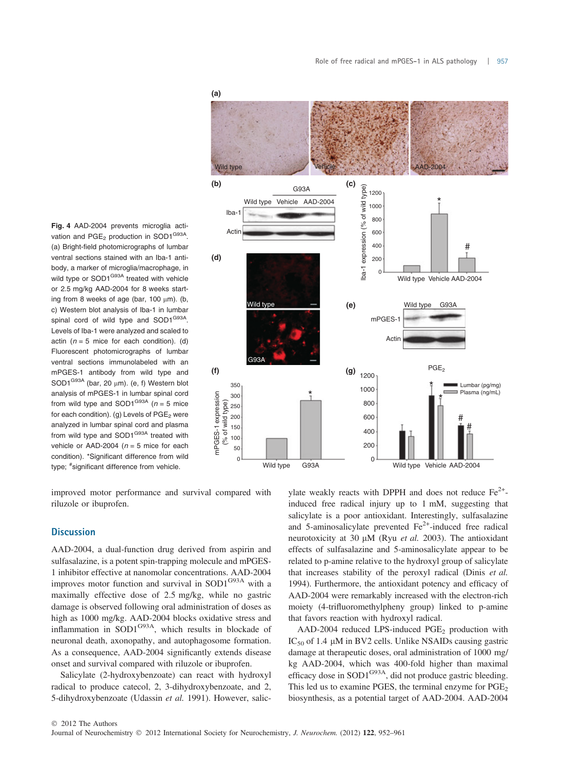**Fig. 4** AAD-2004 prevents microglia activation and $PGE_2$ production in $SOD1^{G93A}$. (a) Bright-field photomicrographs of lumbar ventral sections stained with an Iba-1 antibody, a marker of microglia/macrophage, in wild type or $SOD1^{G93A}$ treated with vehicle or 2.5 mg/kg AAD-2004 for 8 weeks starting from 8 weeks of age (bar, 100 μm). (b, c) Western blot analysis of Iba-1 in lumbar spinal cord of wild type and $SOD1^{G93A}$. Levels of Iba-1 were analyzed and scaled to actin ($n$ = 5 mice for each condition). (d) Fluorescent photomicrographs of lumbar ventral sections immunolabeled with an mPGES-1 antibody from wild type and $SOD1^{G93A}$ (bar, 20 μm). (e, f) Western blot analysis of mPGES-1 in lumbar spinal cord from wild type and $SOD1^{G93A}$ ($n$ = 5 mice for each condition). (g) Levels of $PGE_2$ were analyzed in lumbar spinal cord and plasma from wild type and $SOD1^{G93A}$ treated with vehicle or AAD-2004 ($n$ = 5 mice for each condition). *Significant difference from wild type; #significant difference from vehicle.

improved motor performance and survival compared with riluzole or ibuprofen.

## Discussion

AAD-2004, a dual-function drug derived from aspirin and sulfasalazine, is a potent spin-trapping molecule and mPGES-1 inhibitor effective at nanomolar concentrations. AAD-2004 improves motor function and survival in $SOD1^{G93A}$ with a maximally effective dose of 2.5 mg/kg, while no gastric damage is observed following oral administration of doses as high as 1000 mg/kg. AAD-2004 blocks oxidative stress and inflammation in $SOD1^{G93A}$, which results in blockade of neuronal death, axonopathy, and autophagosome formation. As a consequence, AAD-2004 significantly extends disease onset and survival compared with riluzole or ibuprofen.

Salicylate (2-hydroxybenzoate) can react with hydroxyl radical to produce catecol, 2, 3-dihydroxybenzoate, and 2, 5-dihydroxybenzoate (Udassin *et al.* 1991). However, salicylate weakly reacts with DPPH and does not reduce $Fe^{2+}$-induced free radical injury up to 1 mM, suggesting that salicylate is a poor antioxidant. Interestingly, sulfasalazine and 5-aminosalicylate prevented $Fe^{2+}$-induced free radical neurotoxicity at 30 μM (Ryu *et al.* 2003). The antioxidant effects of sulfasalazine and 5-aminosalicylate appear to be related to p-amine relative to the hydroxyl group of salicylate that increases stability of the peroxyl radical (Dinis *et al.* 1994). Furthermore, the antioxidant potency and efficacy of AAD-2004 were remarkably increased with the electron-rich moiety (4-trifluoromethylpheny group) linked to p-amine that favors reaction with hydroxyl radical.

AAD-2004 reduced LPS-induced $PGE_2$ production with $IC_{50}$ of 1.4 μM in BV2 cells. Unlike NSAIDs causing gastric damage at therapeutic doses, oral administration of 1000 mg/kg AAD-2004, which was 400-fold higher than maximal efficacy dose in $SOD1^{G93A}$, did not produce gastric bleeding. This led us to examine PGES, the terminal enzyme for $PGE_2$ biosynthesis, as a potential target of AAD-2004. AAD-2004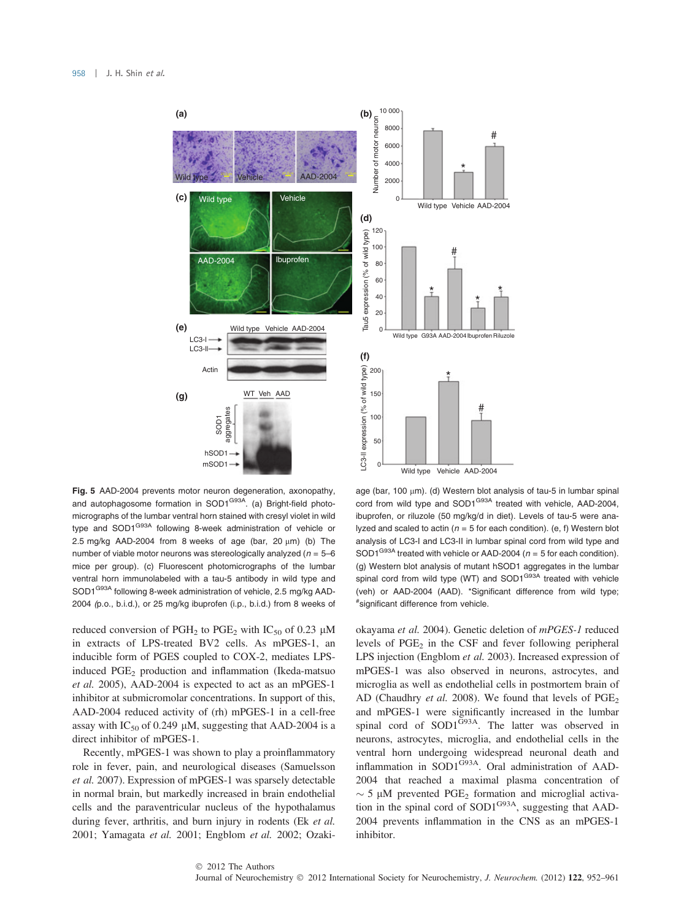**Fig. 5** AAD-2004 prevents motor neuron degeneration, axonopathy, and autophagosome formation in SOD1$^{G93A}$. (a) Bright-field photomicrographs of the lumbar ventral horn stained with cresyl violet in wild type and SOD1$^{G93A}$ following 8-week administration of vehicle or 2.5 mg/kg AAD-2004 from 8 weeks of age (bar, 20 μm) (b) The number of viable motor neurons was stereologically analyzed ($n$ = 5–6 mice per group). (c) Fluorescent photomicrographs of the lumbar ventral horn immunolabeled with a tau-5 antibody in wild type and SOD1$^{G93A}$ following 8-week administration of vehicle, 2.5 mg/kg AAD-2004 (p.o., b.i.d.), or 25 mg/kg ibuprofen (i.p., b.i.d.) from 8 weeks of age (bar, 100 μm). (d) Western blot analysis of tau-5 in lumbar spinal cord from wild type and SOD1$^{G93A}$ treated with vehicle, AAD-2004, ibuprofen, or riluzole (50 mg/kg/d in diet). Levels of tau-5 were analyzed and scaled to actin ($n$ = 5 for each condition). (e, f) Western blot analysis of LC3-I and LC3-II in lumbar spinal cord from wild type and SOD1$^{G93A}$ treated with vehicle or AAD-2004 ($n$ = 5 for each condition). (g) Western blot analysis of mutant hSOD1 aggregates in the lumbar spinal cord from wild type (WT) and SOD1$^{G93A}$ treated with vehicle (veh) or AAD-2004 (AAD). *Significant difference from wild type; #significant difference from vehicle.

reduced conversion of $PGH_2$ to $PGE_2$ with $IC_{50}$ of 0.23 μM in extracts of LPS-treated BV2 cells. As mPGES-1, an inducible form of PGES coupled to COX-2, mediates LPS-induced $PGE_2$ production and inflammation (Ikeda-matsuo *et al.* 2005), AAD-2004 is expected to act as an mPGES-1 inhibitor at submicromolar concentrations. In support of this, AAD-2004 reduced activity of (rh) mPGES-1 in a cell-free assay with $IC_{50}$ of 0.249 μM, suggesting that AAD-2004 is a direct inhibitor of mPGES-1.

Recently, mPGES-1 was shown to play a proinflammatory role in fever, pain, and neurological diseases (Samuelsson *et al.* 2007). Expression of mPGES-1 was sparsely detectable in normal brain, but markedly increased in brain endothelial cells and the paraventricular nucleus of the hypothalamus during fever, arthritis, and burn injury in rodents (Ek *et al.* 2001; Yamagata *et al.* 2001; Engblom *et al.* 2002; Ozaki-okayama *et al.* 2004). Genetic deletion of *mPGES-1* reduced levels of $PGE_2$ in the CSF and fever following peripheral LPS injection (Engblom *et al.* 2003). Increased expression of mPGES-1 was also observed in neurons, astrocytes, and microglia as well as endothelial cells in postmortem brain of AD (Chaudhry *et al.* 2008). We found that levels of $PGE_2$ and mPGES-1 were significantly increased in the lumbar spinal cord of SOD1$^{G93A}$. The latter was observed in neurons, astrocytes, microglia, and endothelial cells in the ventral horn undergoing widespread neuronal death and inflammation in SOD1$^{G93A}$. Oral administration of AAD-2004 that reached a maximal plasma concentration of ~ 5 μM prevented $PGE_2$ formation and microglial activation in the spinal cord of SOD1$^{G93A}$, suggesting that AAD-2004 prevents inflammation in the CNS as an mPGES-1 inhibitor.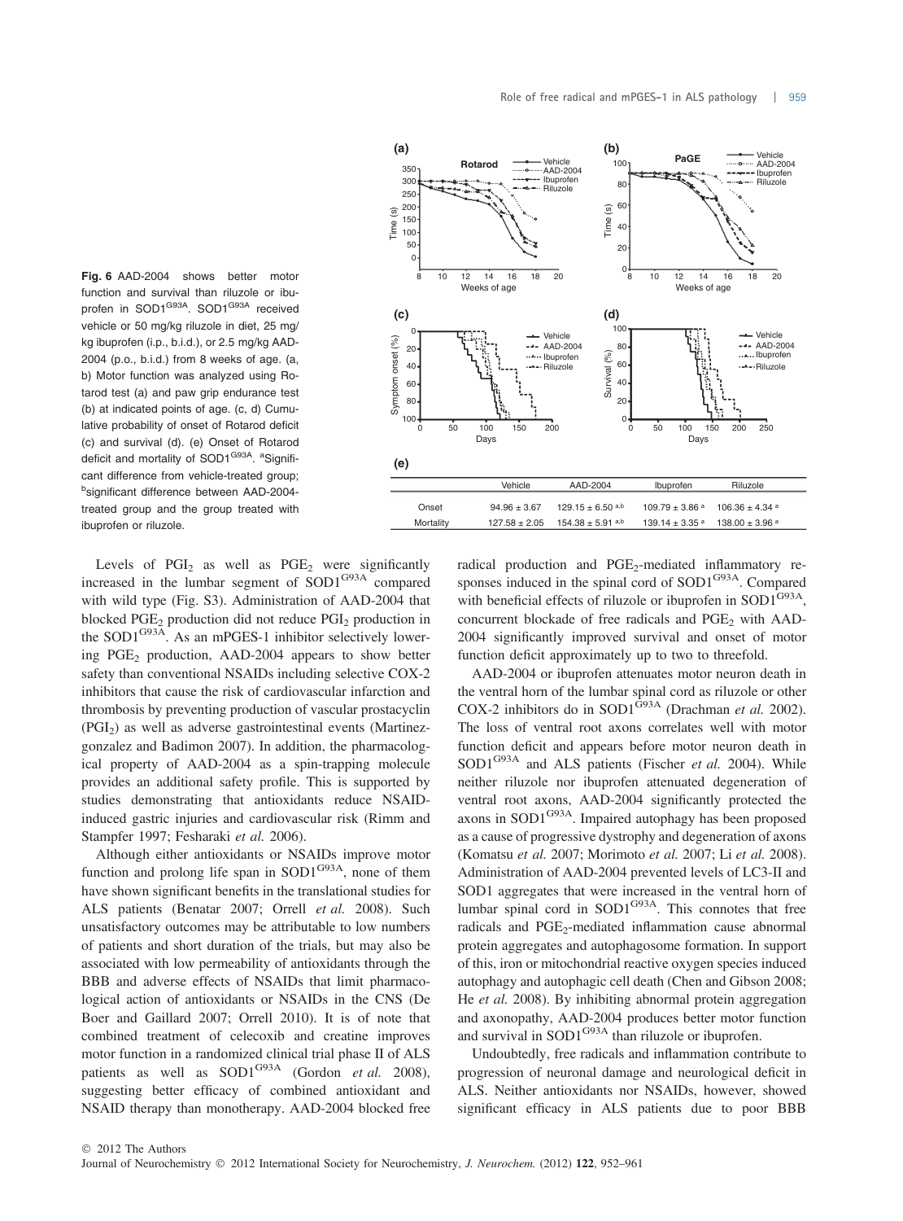**Fig. 6** AAD-2004 shows better motor function and survival than riluzole or ibuprofen in SOD1$^{G93A}$. SOD1$^{G93A}$ received vehicle or 50 mg/kg riluzole in diet, 25 mg/kg ibuprofen (i.p., b.i.d.), or 2.5 mg/kg AAD-2004 (p.o., b.i.d.) from 8 weeks of age. (a, b) Motor function was analyzed using Rotarod test (a) and paw grip endurance test (b) at indicated points of age. (c, d) Cumulative probability of onset of Rotarod deficit (c) and survival (d). (e) Onset of Rotarod deficit and mortality of SOD1$^{G93A}$. [a]Significant difference from vehicle-treated group; [b]significant difference between AAD-2004-treated group and the group treated with ibuprofen or riluzole.

(e)

| | Vehicle | AAD-2004 | Ibuprofen | Riluzole |
|---|---|---|---|---|
| Onset | 94.96 ± 3.67 | 129.15 ± 6.50 [a,b] | 109.79 ± 3.86 [a] | 106.36 ± 4.34 [a] |
| Mortality | 127.58 ± 2.05 | 154.38 ± 5.91 [a,b] | 139.14 ± 3.35 [a] | 138.00 ± 3.96 [a] |

Levels of $PGI_2$ as well as $PGE_2$ were significantly increased in the lumbar segment of SOD1$^{G93A}$ compared with wild type (Fig. S3). Administration of AAD-2004 that blocked $PGE_2$ production did not reduce $PGI_2$ production in the SOD1$^{G93A}$. As an mPGES-1 inhibitor selectively lowering $PGE_2$ production, AAD-2004 appears to show better safety than conventional NSAIDs including selective COX-2 inhibitors that cause the risk of cardiovascular infarction and thrombosis by preventing production of vascular prostacyclin ($PGI_2$) as well as adverse gastrointestinal events (Martinez-gonzalez and Badimon 2007). In addition, the pharmacological property of AAD-2004 as a spin-trapping molecule provides an additional safety profile. This is supported by studies demonstrating that antioxidants reduce NSAID-induced gastric injuries and cardiovascular risk (Rimm and Stampfer 1997; Fesharaki *et al.* 2006).

Although either antioxidants or NSAIDs improve motor function and prolong life span in SOD1$^{G93A}$, none of them have shown significant benefits in the translational studies for ALS patients (Benatar 2007; Orrell *et al.* 2008). Such unsatisfactory outcomes may be attributable to low numbers of patients and short duration of the trials, but may also be associated with low permeability of antioxidants through the BBB and adverse effects of NSAIDs that limit pharmacological action of antioxidants or NSAIDs in the CNS (De Boer and Gaillard 2007; Orrell 2010). It is of note that combined treatment of celecoxib and creatine improves motor function in a randomized clinical trial phase II of ALS patients as well as SOD1$^{G93A}$ (Gordon *et al.* 2008), suggesting better efficacy of combined antioxidant and NSAID therapy than monotherapy. AAD-2004 blocked free radical production and $PGE_2$-mediated inflammatory responses induced in the spinal cord of SOD1$^{G93A}$. Compared with beneficial effects of riluzole or ibuprofen in SOD1$^{G93A}$, concurrent blockade of free radicals and $PGE_2$ with AAD-2004 significantly improved survival and onset of motor function deficit approximately up to two to threefold.

AAD-2004 or ibuprofen attenuates motor neuron death in the ventral horn of the lumbar spinal cord as riluzole or other COX-2 inhibitors do in SOD1$^{G93A}$ (Drachman *et al.* 2002). The loss of ventral root axons correlates well with motor function deficit and appears before motor neuron death in SOD1$^{G93A}$ and ALS patients (Fischer *et al.* 2004). While neither riluzole nor ibuprofen attenuated degeneration of ventral root axons, AAD-2004 significantly protected the axons in SOD1$^{G93A}$. Impaired autophagy has been proposed as a cause of progressive dystrophy and degeneration of axons (Komatsu *et al.* 2007; Morimoto *et al.* 2007; Li *et al.* 2008). Administration of AAD-2004 prevented levels of LC3-II and SOD1 aggregates that were increased in the ventral horn of lumbar spinal cord in SOD1$^{G93A}$. This connotes that free radicals and $PGE_2$-mediated inflammation cause abnormal protein aggregates and autophagosome formation. In support of this, iron or mitochondrial reactive oxygen species induced autophagy and autophagic cell death (Chen and Gibson 2008; He *et al.* 2008). By inhibiting abnormal protein aggregation and axonopathy, AAD-2004 produces better motor function and survival in SOD1$^{G93A}$ than riluzole or ibuprofen.

Undoubtedly, free radicals and inflammation contribute to progression of neuronal damage and neurological deficit in ALS. Neither antioxidants nor NSAIDs, however, showed significant efficacy in ALS patients due to poor BBB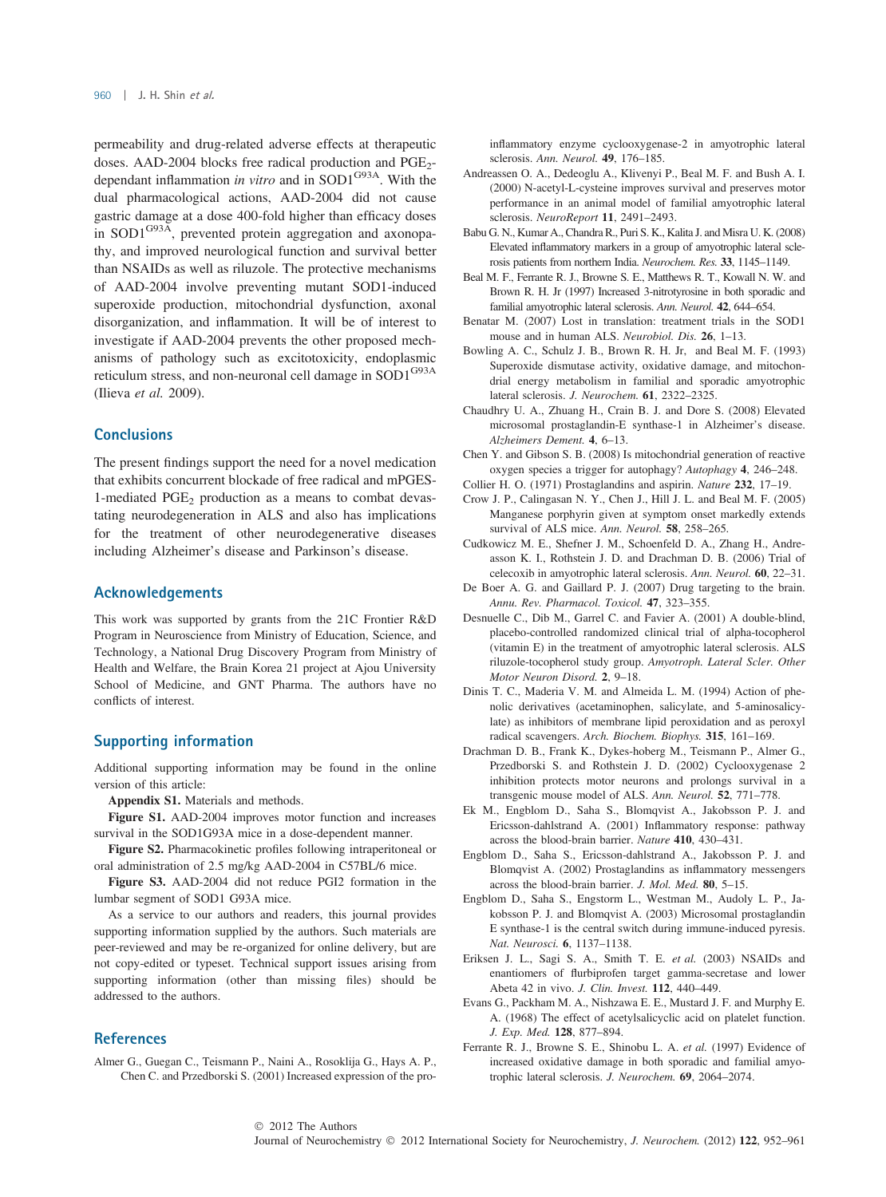permeability and drug-related adverse effects at therapeutic doses. AAD-2004 blocks free radical production and $PGE_2$-dependant inflammation *in vitro* and in $SOD1^{G93A}$. With the dual pharmacological actions, AAD-2004 did not cause gastric damage at a dose 400-fold higher than efficacy doses in $SOD1^{G93A}$, prevented protein aggregation and axonopathy, and improved neurological function and survival better than NSAIDs as well as riluzole. The protective mechanisms of AAD-2004 involve preventing mutant SOD1-induced superoxide production, mitochondrial dysfunction, axonal disorganization, and inflammation. It will be of interest to investigate if AAD-2004 prevents the other proposed mechanisms of pathology such as excitotoxicity, endoplasmic reticulum stress, and non-neuronal cell damage in $SOD1^{G93A}$ (Ilieva *et al.* 2009).

## Conclusions

The present findings support the need for a novel medication that exhibits concurrent blockade of free radical and mPGES-1-mediated $PGE_2$ production as a means to combat devastating neurodegeneration in ALS and also has implications for the treatment of other neurodegenerative diseases including Alzheimer's disease and Parkinson's disease.

## Acknowledgements

This work was supported by grants from the 21C Frontier R&D Program in Neuroscience from Ministry of Education, Science, and Technology, a National Drug Discovery Program from Ministry of Health and Welfare, the Brain Korea 21 project at Ajou University School of Medicine, and GNT Pharma. The authors have no conflicts of interest.

## Supporting information

Additional supporting information may be found in the online version of this article:

**Appendix S1.** Materials and methods.

**Figure S1.** AAD-2004 improves motor function and increases survival in the SOD1G93A mice in a dose-dependent manner.

**Figure S2.** Pharmacokinetic profiles following intraperitoneal or oral administration of 2.5 mg/kg AAD-2004 in C57BL/6 mice.

**Figure S3.** AAD-2004 did not reduce PGI2 formation in the lumbar segment of SOD1 G93A mice.

As a service to our authors and readers, this journal provides supporting information supplied by the authors. Such materials are peer-reviewed and may be re-organized for online delivery, but are not copy-edited or typeset. Technical support issues arising from supporting information (other than missing files) should be addressed to the authors.

## References

Almer G., Guegan C., Teismann P., Naini A., Rosoklija G., Hays A. P., Chen C. and Przedborski S. (2001) Increased expression of the pro-inflammatory enzyme cyclooxygenase-2 in amyotrophic lateral sclerosis. *Ann. Neurol.* **49**, 176–185.

Andreassen O. A., Dedeoglu A., Klivenyi P., Beal M. F. and Bush A. I. (2000) N-acetyl-L-cysteine improves survival and preserves motor performance in an animal model of familial amyotrophic lateral sclerosis. *NeuroReport* **11**, 2491–2493.

Babu G. N., Kumar A., Chandra R., Puri S. K., Kalita J. and Misra U. K. (2008) Elevated inflammatory markers in a group of amyotrophic lateral sclerosis patients from northern India. *Neurochem. Res.* **33**, 1145–1149.

Beal M. F., Ferrante R. J., Browne S. E., Matthews R. T., Kowall N. W. and Brown R. H. Jr (1997) Increased 3-nitrotyrosine in both sporadic and familial amyotrophic lateral sclerosis. *Ann. Neurol.* **42**, 644–654.

Benatar M. (2007) Lost in translation: treatment trials in the SOD1 mouse and in human ALS. *Neurobiol. Dis.* **26**, 1–13.

Bowling A. C., Schulz J. B., Brown R. H. Jr, and Beal M. F. (1993) Superoxide dismutase activity, oxidative damage, and mitochondrial energy metabolism in familial and sporadic amyotrophic lateral sclerosis. *J. Neurochem.* **61**, 2322–2325.

Chaudhry U. A., Zhuang H., Crain B. J. and Dore S. (2008) Elevated microsomal prostaglandin-E synthase-1 in Alzheimer's disease. *Alzheimers Dement.* **4**, 6–13.

Chen Y. and Gibson S. B. (2008) Is mitochondrial generation of reactive oxygen species a trigger for autophagy? *Autophagy* **4**, 246–248.

Collier H. O. (1971) Prostaglandins and aspirin. *Nature* **232**, 17–19.

Crow J. P., Calingasan N. Y., Chen J., Hill J. L. and Beal M. F. (2005) Manganese porphyrin given at symptom onset markedly extends survival of ALS mice. *Ann. Neurol.* **58**, 258–265.

Cudkowicz M. E., Shefner J. M., Schoenfeld D. A., Zhang H., Andreasson K. I., Rothstein J. D. and Drachman D. B. (2006) Trial of celecoxib in amyotrophic lateral sclerosis. *Ann. Neurol.* **60**, 22–31.

De Boer A. G. and Gaillard P. J. (2007) Drug targeting to the brain. *Annu. Rev. Pharmacol. Toxicol.* **47**, 323–355.

Desnuelle C., Dib M., Garrel C. and Favier A. (2001) A double-blind, placebo-controlled randomized clinical trial of alpha-tocopherol (vitamin E) in the treatment of amyotrophic lateral sclerosis. ALS riluzole-tocopherol study group. *Amyotroph. Lateral Scler. Other Motor Neuron Disord.* **2**, 9–18.

Dinis T. C., Maderia V. M. and Almeida L. M. (1994) Action of phenolic derivatives (acetaminophen, salicylate, and 5-aminosalicylate) as inhibitors of membrane lipid peroxidation and as peroxyl radical scavengers. *Arch. Biochem. Biophys.* **315**, 161–169.

Drachman D. B., Frank K., Dykes-hoberg M., Teismann P., Almer G., Przedborski S. and Rothstein J. D. (2002) Cyclooxygenase 2 inhibition protects motor neurons and prolongs survival in a transgenic mouse model of ALS. *Ann. Neurol.* **52**, 771–778.

Ek M., Engblom D., Saha S., Blomqvist A., Jakobsson P. J. and Ericsson-dahlstrand A. (2001) Inflammatory response: pathway across the blood-brain barrier. *Nature* **410**, 430–431.

Engblom D., Saha S., Ericsson-dahlstrand A., Jakobsson P. J. and Blomqvist A. (2002) Prostaglandins as inflammatory messengers across the blood-brain barrier. *J. Mol. Med.* **80**, 5–15.

Engblom D., Saha S., Engstorm L., Westman M., Audoly L. P., Jakobsson P. J. and Blomqvist A. (2003) Microsomal prostaglandin E synthase-1 is the central switch during immune-induced pyresis. *Nat. Neurosci.* **6**, 1137–1138.

Eriksen J. L., Sagi S. A., Smith T. E. *et al.* (2003) NSAIDs and enantiomers of flurbiprofen target gamma-secretase and lower Abeta 42 in vivo. *J. Clin. Invest.* **112**, 440–449.

Evans G., Packham M. A., Nishzawa E. E., Mustard J. F. and Murphy E. A. (1968) The effect of acetylsalicyclic acid on platelet function. *J. Exp. Med.* **128**, 877–894.

Ferrante R. J., Browne S. E., Shinobu L. A. *et al.* (1997) Evidence of increased oxidative damage in both sporadic and familial amyotrophic lateral sclerosis. *J. Neurochem.* **69**, 2064–2074.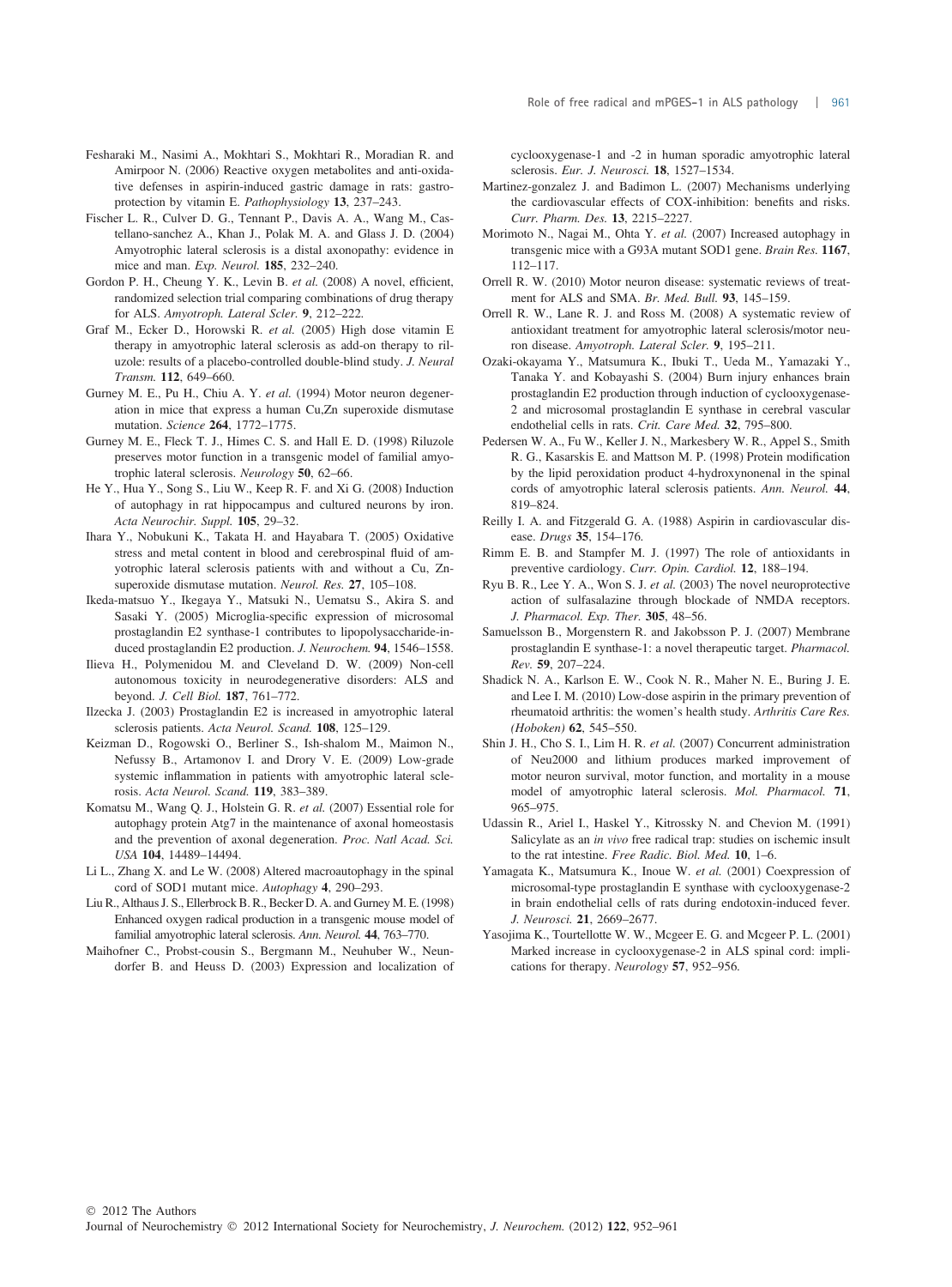Fesharaki M., Nasimi A., Mokhtari S., Mokhtari R., Moradian R. and Amirpoor N. (2006) Reactive oxygen metabolites and anti-oxidative defenses in aspirin-induced gastric damage in rats: gastroprotection by vitamin E. *Pathophysiology* **13**, 237–243.

Fischer L. R., Culver D. G., Tennant P., Davis A. A., Wang M., Castellano-sanchez A., Khan J., Polak M. A. and Glass J. D. (2004) Amyotrophic lateral sclerosis is a distal axonopathy: evidence in mice and man. *Exp. Neurol.* **185**, 232–240.

Gordon P. H., Cheung Y. K., Levin B. *et al.* (2008) A novel, efficient, randomized selection trial comparing combinations of drug therapy for ALS. *Amyotroph. Lateral Scler.* **9**, 212–222.

Graf M., Ecker D., Horowski R. *et al.* (2005) High dose vitamin E therapy in amyotrophic lateral sclerosis as add-on therapy to riluzole: results of a placebo-controlled double-blind study. *J. Neural Transm.* **112**, 649–660.

Gurney M. E., Pu H., Chiu A. Y. *et al.* (1994) Motor neuron degeneration in mice that express a human Cu,Zn superoxide dismutase mutation. *Science* **264**, 1772–1775.

Gurney M. E., Fleck T. J., Himes C. S. and Hall E. D. (1998) Riluzole preserves motor function in a transgenic model of familial amyotrophic lateral sclerosis. *Neurology* **50**, 62–66.

He Y., Hua Y., Song S., Liu W., Keep R. F. and Xi G. (2008) Induction of autophagy in rat hippocampus and cultured neurons by iron. *Acta Neurochir. Suppl.* **105**, 29–32.

Ihara Y., Nobukuni K., Takata H. and Hayabara T. (2005) Oxidative stress and metal content in blood and cerebrospinal fluid of amyotrophic lateral sclerosis patients with and without a Cu, Zn-superoxide dismutase mutation. *Neurol. Res.* **27**, 105–108.

Ikeda-matsuo Y., Ikegaya Y., Matsuki N., Uematsu S., Akira S. and Sasaki Y. (2005) Microglia-specific expression of microsomal prostaglandin E2 synthase-1 contributes to lipopolysaccharide-induced prostaglandin E2 production. *J. Neurochem.* **94**, 1546–1558.

Ilieva H., Polymenidou M. and Cleveland D. W. (2009) Non-cell autonomous toxicity in neurodegenerative disorders: ALS and beyond. *J. Cell Biol.* **187**, 761–772.

Ilzecka J. (2003) Prostaglandin E2 is increased in amyotrophic lateral sclerosis patients. *Acta Neurol. Scand.* **108**, 125–129.

Keizman D., Rogowski O., Berliner S., Ish-shalom M., Maimon N., Nefussy B., Artamonov I. and Drory V. E. (2009) Low-grade systemic inflammation in patients with amyotrophic lateral sclerosis. *Acta Neurol. Scand.* **119**, 383–389.

Komatsu M., Wang Q. J., Holstein G. R. *et al.* (2007) Essential role for autophagy protein Atg7 in the maintenance of axonal homeostasis and the prevention of axonal degeneration. *Proc. Natl Acad. Sci. USA* **104**, 14489–14494.

Li L., Zhang X. and Le W. (2008) Altered macroautophagy in the spinal cord of SOD1 mutant mice. *Autophagy* **4**, 290–293.

Liu R., Althaus J. S., Ellerbrock B. R., Becker D. A. and Gurney M. E. (1998) Enhanced oxygen radical production in a transgenic mouse model of familial amyotrophic lateral sclerosis. *Ann. Neurol.* **44**, 763–770.

Maihofner C., Probst-cousin S., Bergmann M., Neuhuber W., Neundorfer B. and Heuss D. (2003) Expression and localization of cyclooxygenase-1 and -2 in human sporadic amyotrophic lateral sclerosis. *Eur. J. Neurosci.* **18**, 1527–1534.

Martinez-gonzalez J. and Badimon L. (2007) Mechanisms underlying the cardiovascular effects of COX-inhibition: benefits and risks. *Curr. Pharm. Des.* **13**, 2215–2227.

Morimoto N., Nagai M., Ohta Y. *et al.* (2007) Increased autophagy in transgenic mice with a G93A mutant SOD1 gene. *Brain Res.* **1167**, 112–117.

Orrell R. W. (2010) Motor neuron disease: systematic reviews of treatment for ALS and SMA. *Br. Med. Bull.* **93**, 145–159.

Orrell R. W., Lane R. J. and Ross M. (2008) A systematic review of antioxidant treatment for amyotrophic lateral sclerosis/motor neuron disease. *Amyotroph. Lateral Scler.* **9**, 195–211.

Ozaki-okayama Y., Matsumura K., Ibuki T., Ueda M., Yamazaki Y., Tanaka Y. and Kobayashi S. (2004) Burn injury enhances brain prostaglandin E2 production through induction of cyclooxygenase-2 and microsomal prostaglandin E synthase in cerebral vascular endothelial cells in rats. *Crit. Care Med.* **32**, 795–800.

Pedersen W. A., Fu W., Keller J. N., Markesbery W. R., Appel S., Smith R. G., Kasarskis E. and Mattson M. P. (1998) Protein modification by the lipid peroxidation product 4-hydroxynonenal in the spinal cords of amyotrophic lateral sclerosis patients. *Ann. Neurol.* **44**, 819–824.

Reilly I. A. and Fitzgerald G. A. (1988) Aspirin in cardiovascular disease. *Drugs* **35**, 154–176.

Rimm E. B. and Stampfer M. J. (1997) The role of antioxidants in preventive cardiology. *Curr. Opin. Cardiol.* **12**, 188–194.

Ryu B. R., Lee Y. A., Won S. J. *et al.* (2003) The novel neuroprotective action of sulfasalazine through blockade of NMDA receptors. *J. Pharmacol. Exp. Ther.* **305**, 48–56.

Samuelsson B., Morgenstern R. and Jakobsson P. J. (2007) Membrane prostaglandin E synthase-1: a novel therapeutic target. *Pharmacol. Rev.* **59**, 207–224.

Shadick N. A., Karlson E. W., Cook N. R., Maher N. E., Buring J. E. and Lee I. M. (2010) Low-dose aspirin in the primary prevention of rheumatoid arthritis: the women's health study. *Arthritis Care Res. (Hoboken)* **62**, 545–550.

Shin J. H., Cho S. I., Lim H. R. *et al.* (2007) Concurrent administration of Neu2000 and lithium produces marked improvement of motor neuron survival, motor function, and mortality in a mouse model of amyotrophic lateral sclerosis. *Mol. Pharmacol.* **71**, 965–975.

Udassin R., Ariel I., Haskel Y., Kitrossky N. and Chevion M. (1991) Salicylate as an *in vivo* free radical trap: studies on ischemic insult to the rat intestine. *Free Radic. Biol. Med.* **10**, 1–6.

Yamagata K., Matsumura K., Inoue W. *et al.* (2001) Coexpression of microsomal-type prostaglandin E synthase with cyclooxygenase-2 in brain endothelial cells of rats during endotoxin-induced fever. *J. Neurosci.* **21**, 2669–2677.

Yasojima K., Tourtellotte W. W., Mcgeer E. G. and Mcgeer P. L. (2001) Marked increase in cyclooxygenase-2 in ALS spinal cord: implications for therapy. *Neurology* **57**, 952–956.